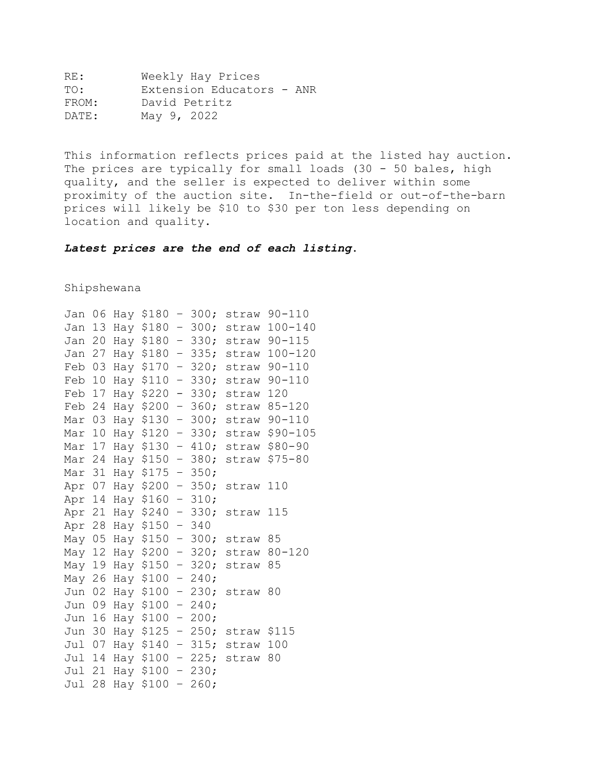RE: Weekly Hay Prices
TO: Extension Educators - ANR
FROM: David Petritz
DATE: May 9, 2022

This information reflects prices paid at the listed hay auction. The prices are typically for small loads (30 - 50 bales, high quality, and the seller is expected to deliver within some proximity of the auction site. In-the-field or out-of-the-barn prices will likely be $10 to $30 per ton less depending on location and quality.

***Latest prices are the end of each listing.***

Shipshewana

Jan 06 Hay $180 - 300; straw 90-110
Jan 13 Hay $180 - 300; straw 100-140
Jan 20 Hay $180 - 330; straw 90-115
Jan 27 Hay $180 - 335; straw 100-120
Feb 03 Hay $170 - 320; straw 90-110
Feb 10 Hay $110 - 330; straw 90-110
Feb 17 Hay $220 - 330; straw 120
Feb 24 Hay $200 - 360; straw 85-120
Mar 03 Hay $130 - 300; straw 90-110
Mar 10 Hay $120 - 330; straw $90-105
Mar 17 Hay $130 - 410; straw $80-90
Mar 24 Hay $150 - 380; straw $75-80
Mar 31 Hay $175 - 350;
Apr 07 Hay $200 - 350; straw 110
Apr 14 Hay $160 - 310;
Apr 21 Hay $240 - 330; straw 115
Apr 28 Hay $150 - 340
May 05 Hay $150 - 300; straw 85
May 12 Hay $200 - 320; straw 80-120
May 19 Hay $150 - 320; straw 85
May 26 Hay $100 - 240;
Jun 02 Hay $100 - 230; straw 80
Jun 09 Hay $100 - 240;
Jun 16 Hay $100 - 200;
Jun 30 Hay $125 - 250; straw $115
Jul 07 Hay $140 - 315; straw 100
Jul 14 Hay $100 - 225; straw 80
Jul 21 Hay $100 - 230;
Jul 28 Hay $100 - 260;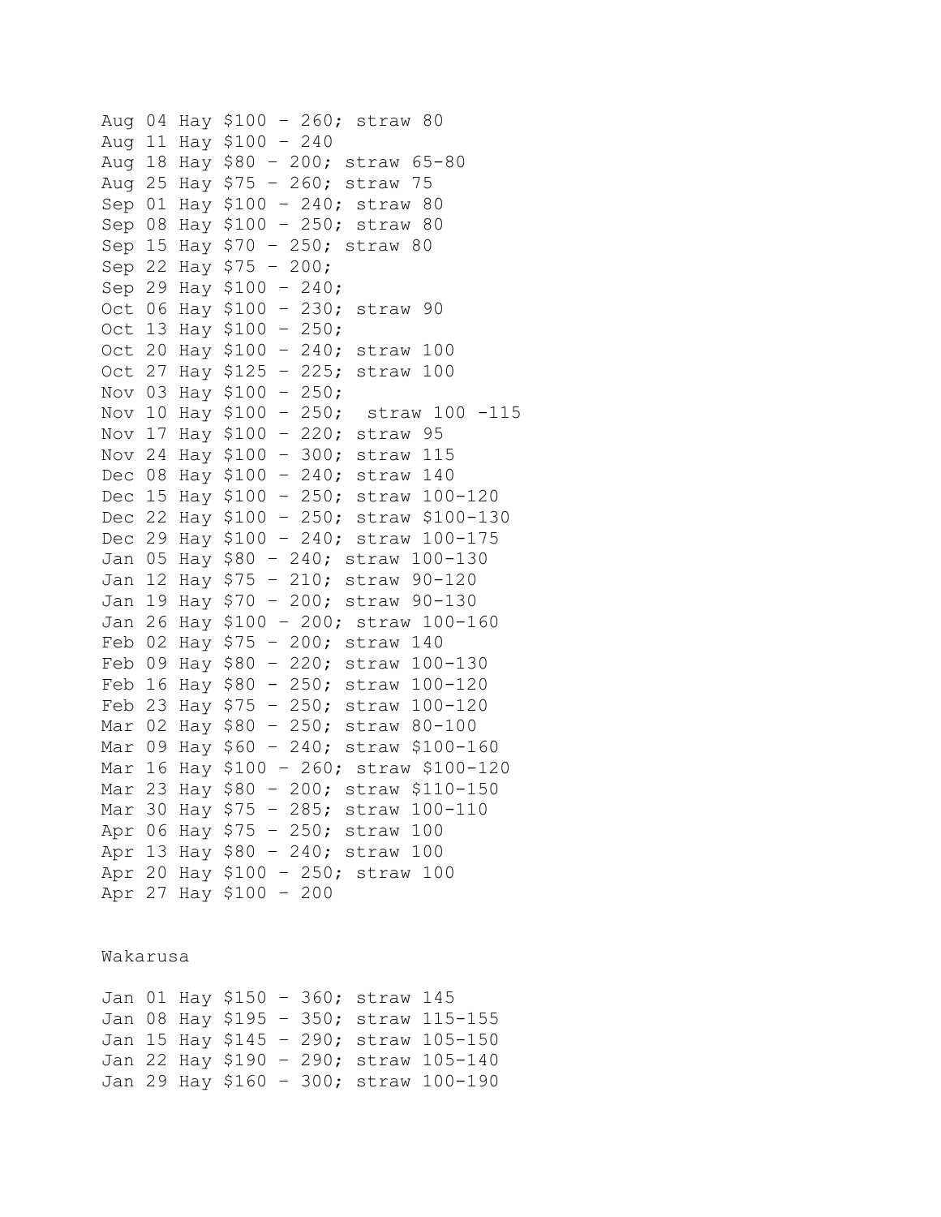Aug 04 Hay $100 - 260; straw 80
Aug 11 Hay $100 - 240
Aug 18 Hay $80 - 200; straw 65-80
Aug 25 Hay $75 - 260; straw 75
Sep 01 Hay $100 - 240; straw 80
Sep 08 Hay $100 - 250; straw 80
Sep 15 Hay $70 - 250; straw 80
Sep 22 Hay $75 - 200;
Sep 29 Hay $100 - 240;
Oct 06 Hay $100 - 230; straw 90
Oct 13 Hay $100 - 250;
Oct 20 Hay $100 - 240; straw 100
Oct 27 Hay $125 - 225; straw 100
Nov 03 Hay $100 - 250;
Nov 10 Hay $100 - 250;  straw 100 -115
Nov 17 Hay $100 - 220; straw 95
Nov 24 Hay $100 - 300; straw 115
Dec 08 Hay $100 - 240; straw 140
Dec 15 Hay $100 - 250; straw 100-120
Dec 22 Hay $100 - 250; straw $100-130
Dec 29 Hay $100 - 240; straw 100-175
Jan 05 Hay $80 - 240; straw 100-130
Jan 12 Hay $75 - 210; straw 90-120
Jan 19 Hay $70 - 200; straw 90-130
Jan 26 Hay $100 - 200; straw 100-160
Feb 02 Hay $75 - 200; straw 140
Feb 09 Hay $80 - 220; straw 100-130
Feb 16 Hay $80 - 250; straw 100-120
Feb 23 Hay $75 - 250; straw 100-120
Mar 02 Hay $80 - 250; straw 80-100
Mar 09 Hay $60 - 240; straw $100-160
Mar 16 Hay $100 - 260; straw $100-120
Mar 23 Hay $80 - 200; straw $110-150
Mar 30 Hay $75 - 285; straw 100-110
Apr 06 Hay $75 - 250; straw 100
Apr 13 Hay $80 - 240; straw 100
Apr 20 Hay $100 - 250; straw 100
Apr 27 Hay $100 - 200

Wakarusa

Jan 01 Hay $150 - 360; straw 145
Jan 08 Hay $195 - 350; straw 115-155
Jan 15 Hay $145 - 290; straw 105-150
Jan 22 Hay $190 - 290; straw 105-140
Jan 29 Hay $160 - 300; straw 100-190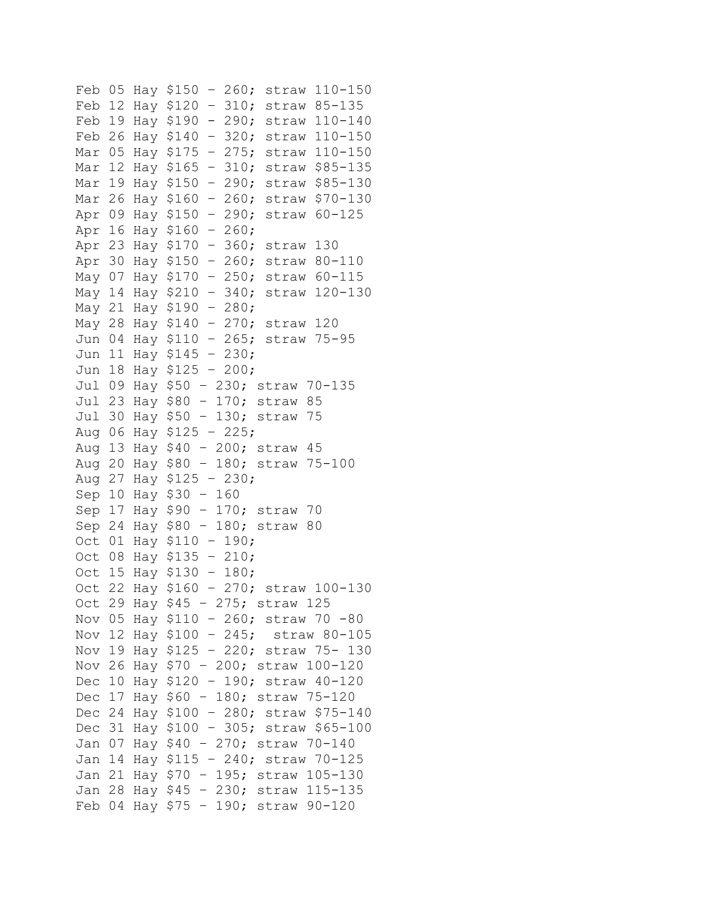Feb 05 Hay $150 - 260; straw 110-150
Feb 12 Hay $120 - 310; straw 85-135
Feb 19 Hay $190 - 290; straw 110-140
Feb 26 Hay $140 - 320; straw 110-150
Mar 05 Hay $175 - 275; straw 110-150
Mar 12 Hay $165 - 310; straw $85-135
Mar 19 Hay $150 - 290; straw $85-130
Mar 26 Hay $160 - 260; straw $70-130
Apr 09 Hay $150 - 290; straw 60-125
Apr 16 Hay $160 - 260;
Apr 23 Hay $170 - 360; straw 130
Apr 30 Hay $150 - 260; straw 80-110
May 07 Hay $170 - 250; straw 60-115
May 14 Hay $210 - 340; straw 120-130
May 21 Hay $190 - 280;
May 28 Hay $140 - 270; straw 120
Jun 04 Hay $110 - 265; straw 75-95
Jun 11 Hay $145 - 230;
Jun 18 Hay $125 - 200;
Jul 09 Hay $50 - 230; straw 70-135
Jul 23 Hay $80 - 170; straw 85
Jul 30 Hay $50 - 130; straw 75
Aug 06 Hay $125 - 225;
Aug 13 Hay $40 - 200; straw 45
Aug 20 Hay $80 - 180; straw 75-100
Aug 27 Hay $125 - 230;
Sep 10 Hay $30 - 160
Sep 17 Hay $90 - 170; straw 70
Sep 24 Hay $80 - 180; straw 80
Oct 01 Hay $110 - 190;
Oct 08 Hay $135 - 210;
Oct 15 Hay $130 - 180;
Oct 22 Hay $160 - 270; straw 100-130
Oct 29 Hay $45 - 275; straw 125
Nov 05 Hay $110 - 260; straw 70 -80
Nov 12 Hay $100 - 245; straw 80-105
Nov 19 Hay $125 - 220; straw 75- 130
Nov 26 Hay $70 - 200; straw 100-120
Dec 10 Hay $120 - 190; straw 40-120
Dec 17 Hay $60 - 180; straw 75-120
Dec 24 Hay $100 - 280; straw $75-140
Dec 31 Hay $100 - 305; straw $65-100
Jan 07 Hay $40 - 270; straw 70-140
Jan 14 Hay $115 - 240; straw 70-125
Jan 21 Hay $70 - 195; straw 105-130
Jan 28 Hay $45 - 230; straw 115-135
Feb 04 Hay $75 - 190; straw 90-120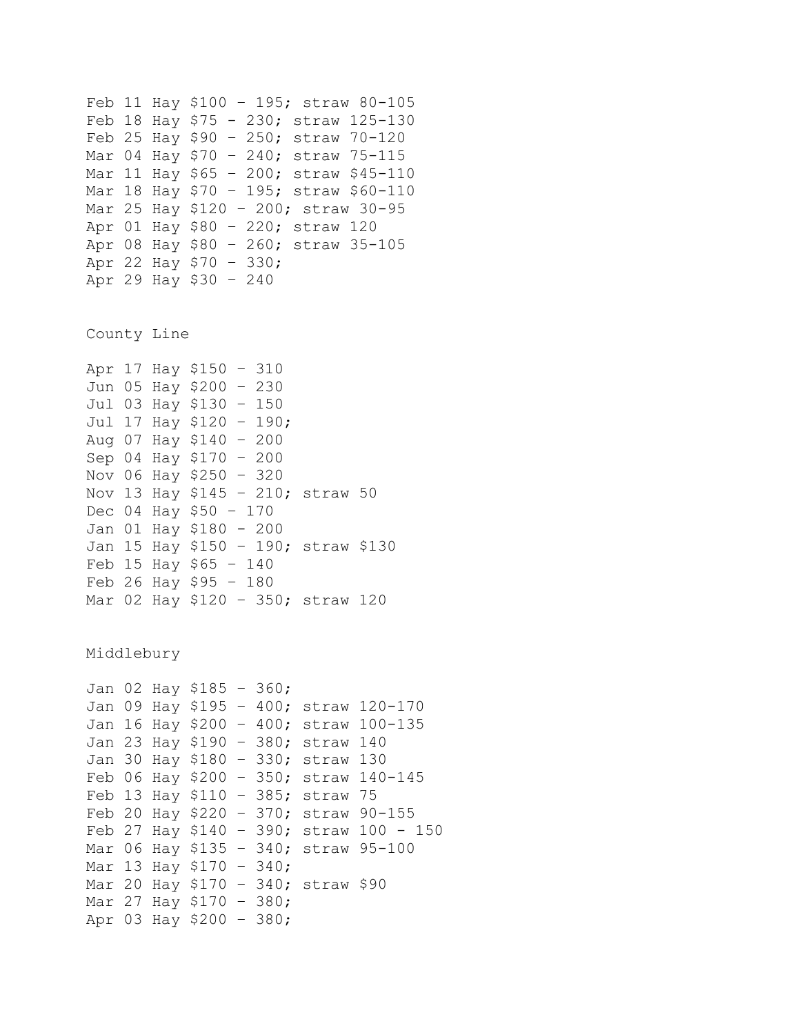Feb 11 Hay $100 - 195; straw 80-105
Feb 18 Hay $75 - 230; straw 125-130
Feb 25 Hay $90 - 250; straw 70-120
Mar 04 Hay $70 - 240; straw 75-115
Mar 11 Hay $65 - 200; straw $45-110
Mar 18 Hay $70 - 195; straw $60-110
Mar 25 Hay $120 - 200; straw 30-95
Apr 01 Hay $80 - 220; straw 120
Apr 08 Hay $80 - 260; straw 35-105
Apr 22 Hay $70 - 330;
Apr 29 Hay $30 - 240

County Line

Apr 17 Hay $150 - 310
Jun 05 Hay $200 - 230
Jul 03 Hay $130 - 150
Jul 17 Hay $120 - 190;
Aug 07 Hay $140 - 200
Sep 04 Hay $170 - 200
Nov 06 Hay $250 - 320
Nov 13 Hay $145 - 210; straw 50
Dec 04 Hay $50 - 170
Jan 01 Hay $180 - 200
Jan 15 Hay $150 - 190; straw $130
Feb 15 Hay $65 - 140
Feb 26 Hay $95 - 180
Mar 02 Hay $120 - 350; straw 120

Middlebury

Jan 02 Hay $185 - 360;
Jan 09 Hay $195 - 400; straw 120-170
Jan 16 Hay $200 - 400; straw 100-135
Jan 23 Hay $190 - 380; straw 140
Jan 30 Hay $180 - 330; straw 130
Feb 06 Hay $200 - 350; straw 140-145
Feb 13 Hay $110 - 385; straw 75
Feb 20 Hay $220 - 370; straw 90-155
Feb 27 Hay $140 - 390; straw 100 - 150
Mar 06 Hay $135 - 340; straw 95-100
Mar 13 Hay $170 - 340;
Mar 20 Hay $170 - 340; straw $90
Mar 27 Hay $170 - 380;
Apr 03 Hay $200 - 380;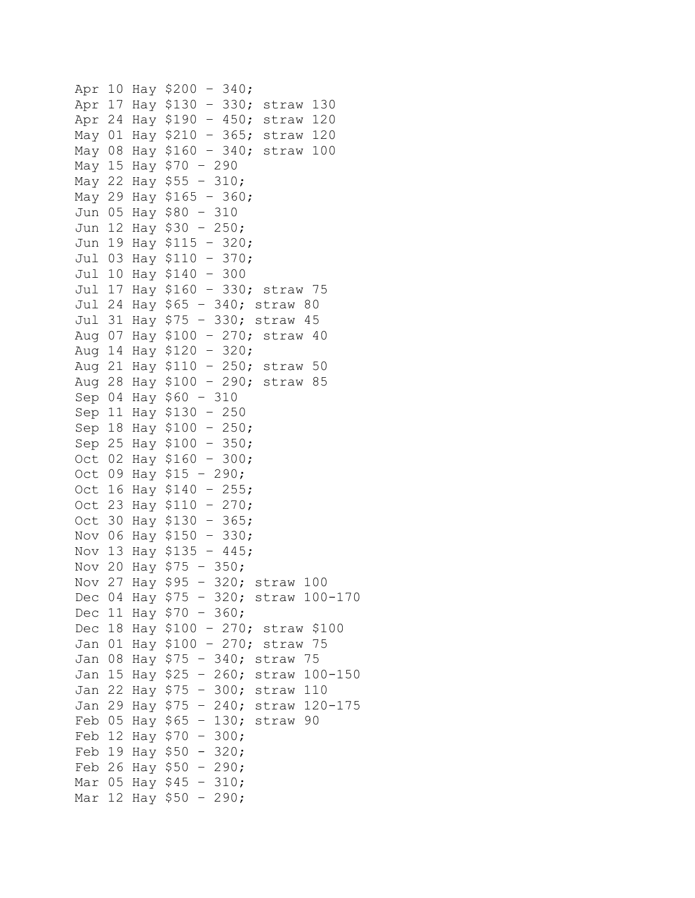Apr 10 Hay $200 - 340;  
Apr 17 Hay $130 - 330; straw 130  
Apr 24 Hay $190 - 450; straw 120  
May 01 Hay $210 - 365; straw 120  
May 08 Hay $160 - 340; straw 100  
May 15 Hay $70 - 290  
May 22 Hay $55 - 310;  
May 29 Hay $165 - 360;  
Jun 05 Hay $80 - 310  
Jun 12 Hay $30 - 250;  
Jun 19 Hay $115 - 320;  
Jul 03 Hay $110 - 370;  
Jul 10 Hay $140 - 300  
Jul 17 Hay $160 - 330; straw 75  
Jul 24 Hay $65 - 340; straw 80  
Jul 31 Hay $75 - 330; straw 45  
Aug 07 Hay $100 - 270; straw 40  
Aug 14 Hay $120 - 320;  
Aug 21 Hay $110 - 250; straw 50  
Aug 28 Hay $100 - 290; straw 85  
Sep 04 Hay $60 - 310  
Sep 11 Hay $130 - 250  
Sep 18 Hay $100 - 250;  
Sep 25 Hay $100 - 350;  
Oct 02 Hay $160 - 300;  
Oct 09 Hay $15 - 290;  
Oct 16 Hay $140 - 255;  
Oct 23 Hay $110 - 270;  
Oct 30 Hay $130 - 365;  
Nov 06 Hay $150 - 330;  
Nov 13 Hay $135 - 445;  
Nov 20 Hay $75 - 350;  
Nov 27 Hay $95 - 320; straw 100  
Dec 04 Hay $75 - 320; straw 100-170  
Dec 11 Hay $70 - 360;  
Dec 18 Hay $100 - 270; straw $100  
Jan 01 Hay $100 - 270; straw 75  
Jan 08 Hay $75 - 340; straw 75  
Jan 15 Hay $25 - 260; straw 100-150  
Jan 22 Hay $75 - 300; straw 110  
Jan 29 Hay $75 - 240; straw 120-175  
Feb 05 Hay $65 - 130; straw 90  
Feb 12 Hay $70 - 300;  
Feb 19 Hay $50 - 320;  
Feb 26 Hay $50 - 290;  
Mar 05 Hay $45 - 310;  
Mar 12 Hay $50 - 290;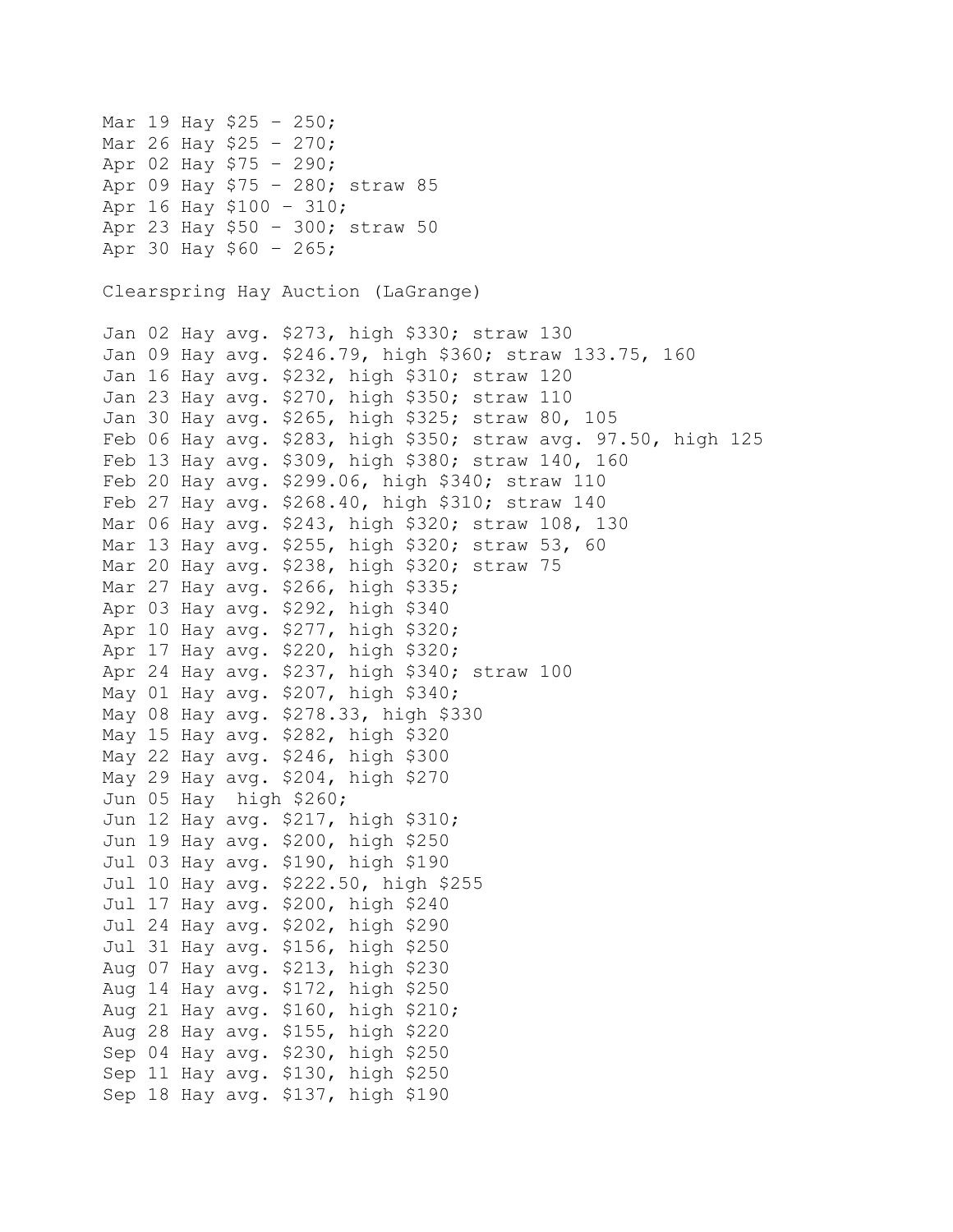Mar 19 Hay $25 - 250;
Mar 26 Hay $25 - 270;
Apr 02 Hay $75 - 290;
Apr 09 Hay $75 - 280; straw 85
Apr 16 Hay $100 - 310;
Apr 23 Hay $50 - 300; straw 50
Apr 30 Hay $60 - 265;

Clearspring Hay Auction (LaGrange)

Jan 02 Hay avg. $273, high $330; straw 130
Jan 09 Hay avg. $246.79, high $360; straw 133.75, 160
Jan 16 Hay avg. $232, high $310; straw 120
Jan 23 Hay avg. $270, high $350; straw 110
Jan 30 Hay avg. $265, high $325; straw 80, 105
Feb 06 Hay avg. $283, high $350; straw avg. 97.50, high 125
Feb 13 Hay avg. $309, high $380; straw 140, 160
Feb 20 Hay avg. $299.06, high $340; straw 110
Feb 27 Hay avg. $268.40, high $310; straw 140
Mar 06 Hay avg. $243, high $320; straw 108, 130
Mar 13 Hay avg. $255, high $320; straw 53, 60
Mar 20 Hay avg. $238, high $320; straw 75
Mar 27 Hay avg. $266, high $335;
Apr 03 Hay avg. $292, high $340
Apr 10 Hay avg. $277, high $320;
Apr 17 Hay avg. $220, high $320;
Apr 24 Hay avg. $237, high $340; straw 100
May 01 Hay avg. $207, high $340;
May 08 Hay avg. $278.33, high $330
May 15 Hay avg. $282, high $320
May 22 Hay avg. $246, high $300
May 29 Hay avg. $204, high $270
Jun 05 Hay  high $260;
Jun 12 Hay avg. $217, high $310;
Jun 19 Hay avg. $200, high $250
Jul 03 Hay avg. $190, high $190
Jul 10 Hay avg. $222.50, high $255
Jul 17 Hay avg. $200, high $240
Jul 24 Hay avg. $202, high $290
Jul 31 Hay avg. $156, high $250
Aug 07 Hay avg. $213, high $230
Aug 14 Hay avg. $172, high $250
Aug 21 Hay avg. $160, high $210;
Aug 28 Hay avg. $155, high $220
Sep 04 Hay avg. $230, high $250
Sep 11 Hay avg. $130, high $250
Sep 18 Hay avg. $137, high $190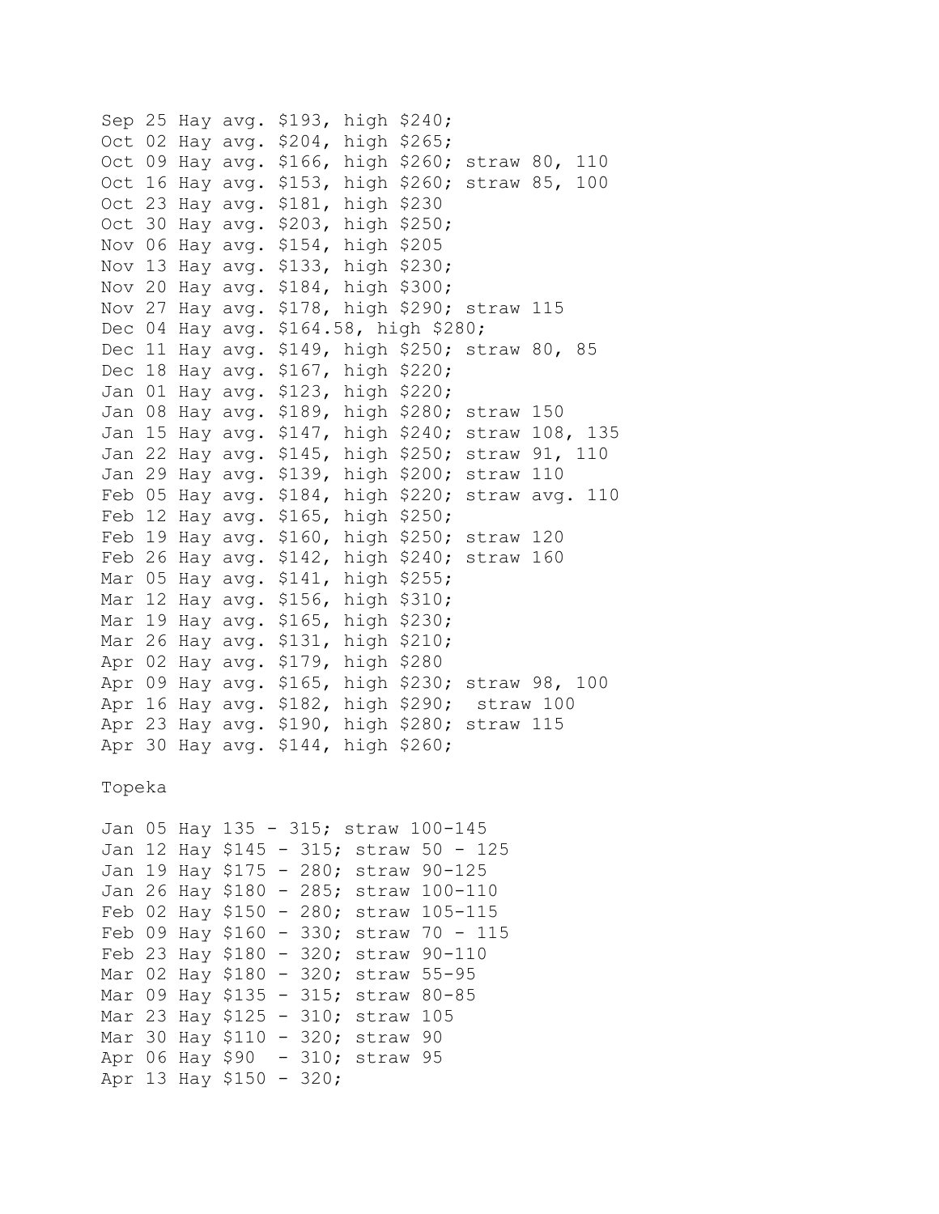Sep 25 Hay avg. $193, high $240;
Oct 02 Hay avg. $204, high $265;
Oct 09 Hay avg. $166, high $260; straw 80, 110
Oct 16 Hay avg. $153, high $260; straw 85, 100
Oct 23 Hay avg. $181, high $230
Oct 30 Hay avg. $203, high $250;
Nov 06 Hay avg. $154, high $205
Nov 13 Hay avg. $133, high $230;
Nov 20 Hay avg. $184, high $300;
Nov 27 Hay avg. $178, high $290; straw 115
Dec 04 Hay avg. $164.58, high $280;
Dec 11 Hay avg. $149, high $250; straw 80, 85
Dec 18 Hay avg. $167, high $220;
Jan 01 Hay avg. $123, high $220;
Jan 08 Hay avg. $189, high $280; straw 150
Jan 15 Hay avg. $147, high $240; straw 108, 135
Jan 22 Hay avg. $145, high $250; straw 91, 110
Jan 29 Hay avg. $139, high $200; straw 110
Feb 05 Hay avg. $184, high $220; straw avg. 110
Feb 12 Hay avg. $165, high $250;
Feb 19 Hay avg. $160, high $250; straw 120
Feb 26 Hay avg. $142, high $240; straw 160
Mar 05 Hay avg. $141, high $255;
Mar 12 Hay avg. $156, high $310;
Mar 19 Hay avg. $165, high $230;
Mar 26 Hay avg. $131, high $210;
Apr 02 Hay avg. $179, high $280
Apr 09 Hay avg. $165, high $230; straw 98, 100
Apr 16 Hay avg. $182, high $290; straw 100
Apr 23 Hay avg. $190, high $280; straw 115
Apr 30 Hay avg. $144, high $260;

Topeka

Jan 05 Hay 135 - 315; straw 100-145
Jan 12 Hay $145 - 315; straw 50 - 125
Jan 19 Hay $175 - 280; straw 90-125
Jan 26 Hay $180 - 285; straw 100-110
Feb 02 Hay $150 - 280; straw 105-115
Feb 09 Hay $160 - 330; straw 70 - 115
Feb 23 Hay $180 - 320; straw 90-110
Mar 02 Hay $180 - 320; straw 55-95
Mar 09 Hay $135 - 315; straw 80-85
Mar 23 Hay $125 - 310; straw 105
Mar 30 Hay $110 - 320; straw 90
Apr 06 Hay $90 - 310; straw 95
Apr 13 Hay $150 - 320;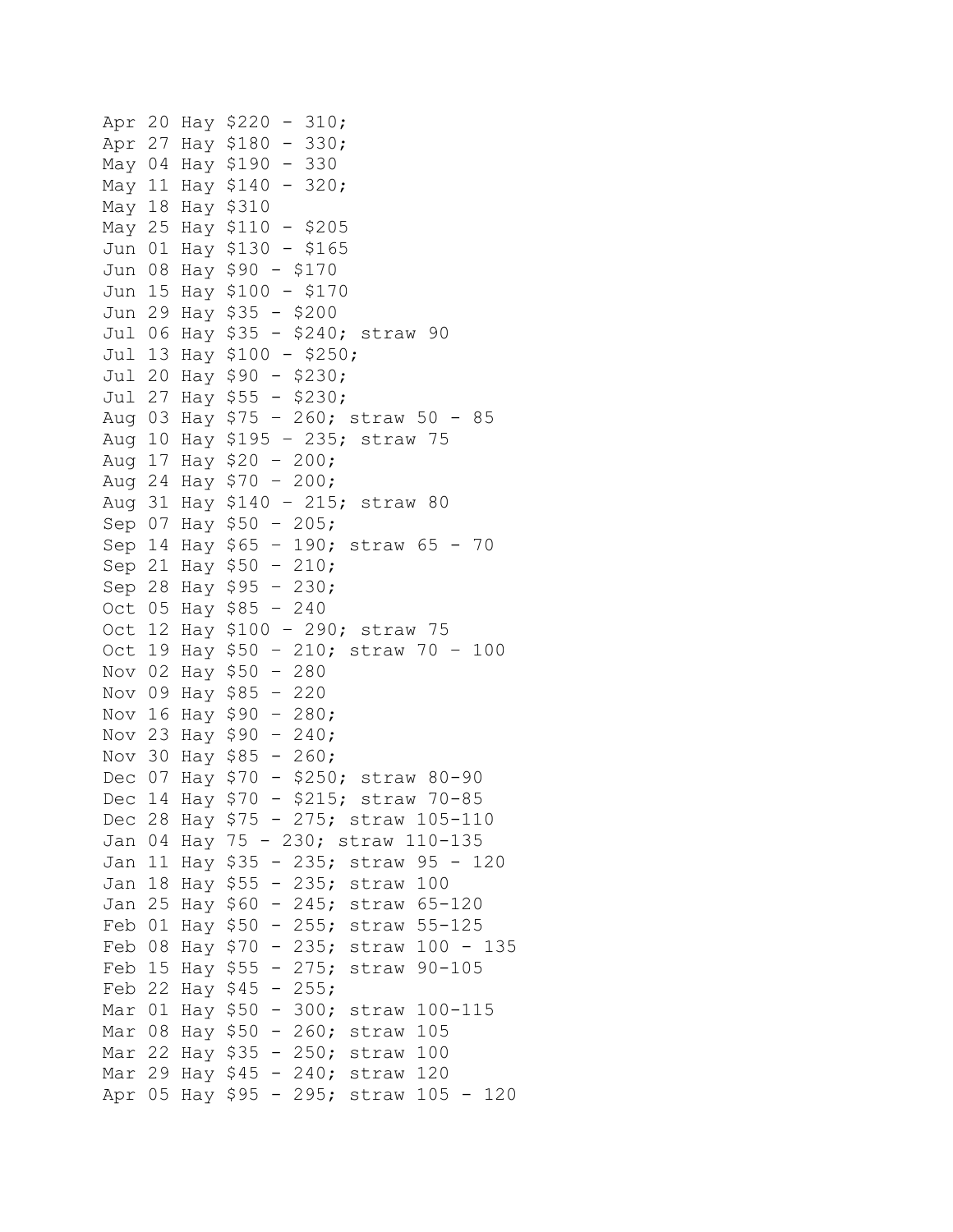Apr 20 Hay $220 - 310;  
Apr 27 Hay $180 - 330;  
May 04 Hay $190 - 330  
May 11 Hay $140 - 320;  
May 18 Hay $310  
May 25 Hay $110 - $205  
Jun 01 Hay $130 - $165  
Jun 08 Hay $90 - $170  
Jun 15 Hay $100 - $170  
Jun 29 Hay $35 - $200  
Jul 06 Hay $35 - $240; straw 90  
Jul 13 Hay $100 - $250;  
Jul 20 Hay $90 - $230;  
Jul 27 Hay $55 - $230;  
Aug 03 Hay $75 – 260; straw 50 - 85  
Aug 10 Hay $195 – 235; straw 75  
Aug 17 Hay $20 – 200;  
Aug 24 Hay $70 – 200;  
Aug 31 Hay $140 – 215; straw 80  
Sep 07 Hay $50 – 205;  
Sep 14 Hay $65 – 190; straw 65 - 70  
Sep 21 Hay $50 – 210;  
Sep 28 Hay $95 – 230;  
Oct 05 Hay $85 – 240  
Oct 12 Hay $100 – 290; straw 75  
Oct 19 Hay $50 – 210; straw 70 – 100  
Nov 02 Hay $50 – 280  
Nov 09 Hay $85 – 220  
Nov 16 Hay $90 – 280;  
Nov 23 Hay $90 – 240;  
Nov 30 Hay $85 - 260;  
Dec 07 Hay $70 - $250; straw 80-90  
Dec 14 Hay $70 - $215; straw 70-85  
Dec 28 Hay $75 - 275; straw 105-110  
Jan 04 Hay 75 - 230; straw 110-135  
Jan 11 Hay $35 - 235; straw 95 - 120  
Jan 18 Hay $55 - 235; straw 100  
Jan 25 Hay $60 - 245; straw 65-120  
Feb 01 Hay $50 - 255; straw 55-125  
Feb 08 Hay $70 - 235; straw 100 - 135  
Feb 15 Hay $55 - 275; straw 90-105  
Feb 22 Hay $45 - 255;  
Mar 01 Hay $50 - 300; straw 100-115  
Mar 08 Hay $50 - 260; straw 105  
Mar 22 Hay $35 - 250; straw 100  
Mar 29 Hay $45 - 240; straw 120  
Apr 05 Hay $95 - 295; straw 105 - 120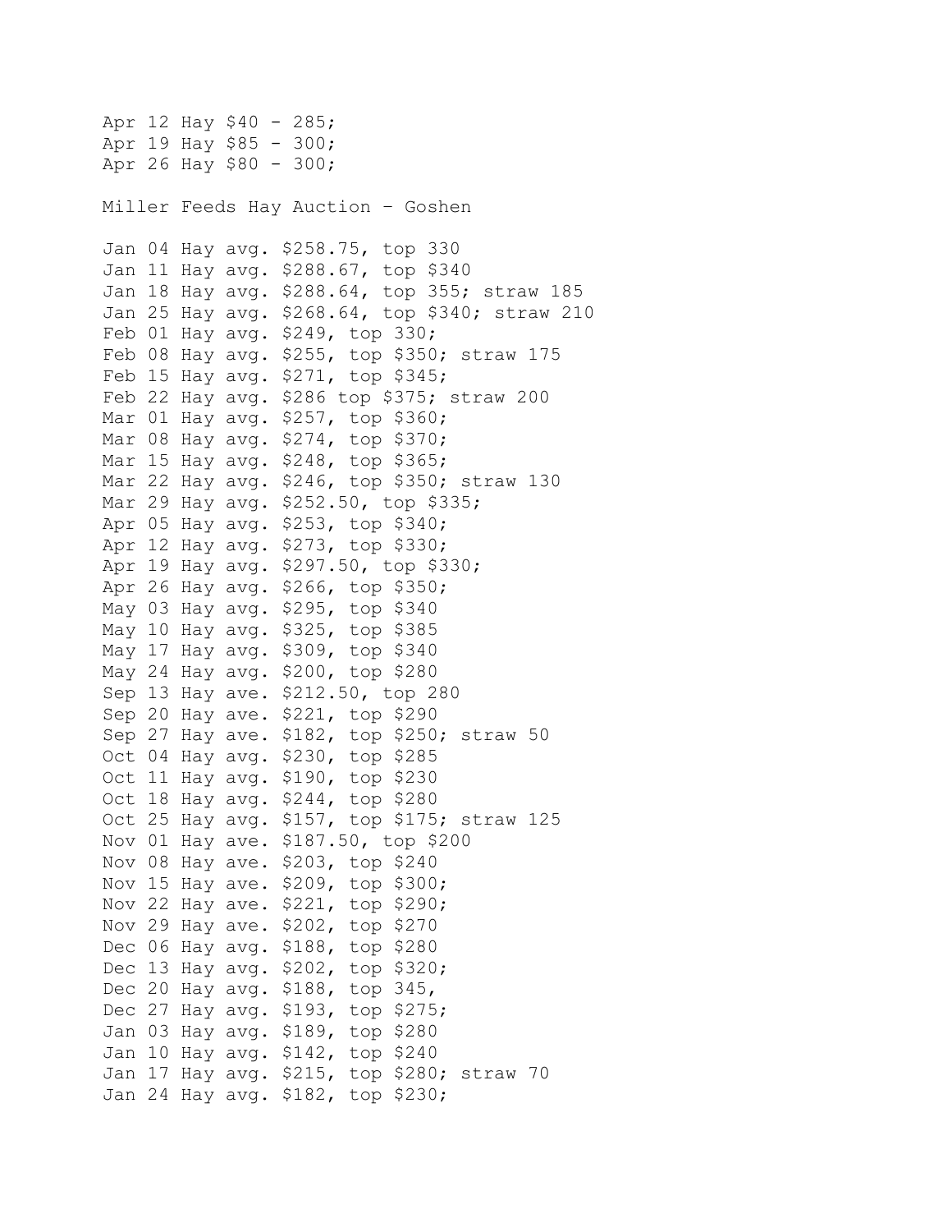Apr 12 Hay $40 - 285;
Apr 19 Hay $85 - 300;
Apr 26 Hay $80 - 300;

Miller Feeds Hay Auction – Goshen

Jan 04 Hay avg. $258.75, top 330
Jan 11 Hay avg. $288.67, top $340
Jan 18 Hay avg. $288.64, top 355; straw 185
Jan 25 Hay avg. $268.64, top $340; straw 210
Feb 01 Hay avg. $249, top 330;
Feb 08 Hay avg. $255, top $350; straw 175
Feb 15 Hay avg. $271, top $345;
Feb 22 Hay avg. $286 top $375; straw 200
Mar 01 Hay avg. $257, top $360;
Mar 08 Hay avg. $274, top $370;
Mar 15 Hay avg. $248, top $365;
Mar 22 Hay avg. $246, top $350; straw 130
Mar 29 Hay avg. $252.50, top $335;
Apr 05 Hay avg. $253, top $340;
Apr 12 Hay avg. $273, top $330;
Apr 19 Hay avg. $297.50, top $330;
Apr 26 Hay avg. $266, top $350;
May 03 Hay avg. $295, top $340
May 10 Hay avg. $325, top $385
May 17 Hay avg. $309, top $340
May 24 Hay avg. $200, top $280
Sep 13 Hay ave. $212.50, top 280
Sep 20 Hay ave. $221, top $290
Sep 27 Hay ave. $182, top $250; straw 50
Oct 04 Hay avg. $230, top $285
Oct 11 Hay avg. $190, top $230
Oct 18 Hay avg. $244, top $280
Oct 25 Hay avg. $157, top $175; straw 125
Nov 01 Hay ave. $187.50, top $200
Nov 08 Hay ave. $203, top $240
Nov 15 Hay ave. $209, top $300;
Nov 22 Hay ave. $221, top $290;
Nov 29 Hay ave. $202, top $270
Dec 06 Hay avg. $188, top $280
Dec 13 Hay avg. $202, top $320;
Dec 20 Hay avg. $188, top 345,
Dec 27 Hay avg. $193, top $275;
Jan 03 Hay avg. $189, top $280
Jan 10 Hay avg. $142, top $240
Jan 17 Hay avg. $215, top $280; straw 70
Jan 24 Hay avg. $182, top $230;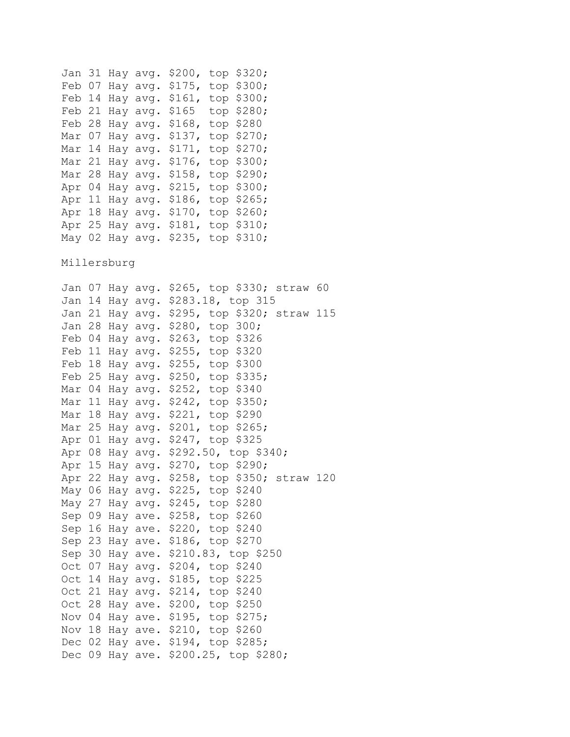Jan 31 Hay avg. $200, top $320;
Feb 07 Hay avg. $175, top $300;
Feb 14 Hay avg. $161, top $300;
Feb 21 Hay avg. $165  top $280;
Feb 28 Hay avg. $168, top $280
Mar 07 Hay avg. $137, top $270;
Mar 14 Hay avg. $171, top $270;
Mar 21 Hay avg. $176, top $300;
Mar 28 Hay avg. $158, top $290;
Apr 04 Hay avg. $215, top $300;
Apr 11 Hay avg. $186, top $265;
Apr 18 Hay avg. $170, top $260;
Apr 25 Hay avg. $181, top $310;
May 02 Hay avg. $235, top $310;

Millersburg

Jan 07 Hay avg. $265, top $330; straw 60
Jan 14 Hay avg. $283.18, top 315
Jan 21 Hay avg. $295, top $320; straw 115
Jan 28 Hay avg. $280, top 300;
Feb 04 Hay avg. $263, top $326
Feb 11 Hay avg. $255, top $320
Feb 18 Hay avg. $255, top $300
Feb 25 Hay avg. $250, top $335;
Mar 04 Hay avg. $252, top $340
Mar 11 Hay avg. $242, top $350;
Mar 18 Hay avg. $221, top $290
Mar 25 Hay avg. $201, top $265;
Apr 01 Hay avg. $247, top $325
Apr 08 Hay avg. $292.50, top $340;
Apr 15 Hay avg. $270, top $290;
Apr 22 Hay avg. $258, top $350; straw 120
May 06 Hay avg. $225, top $240
May 27 Hay avg. $245, top $280
Sep 09 Hay ave. $258, top $260
Sep 16 Hay ave. $220, top $240
Sep 23 Hay ave. $186, top $270
Sep 30 Hay ave. $210.83, top $250
Oct 07 Hay avg. $204, top $240
Oct 14 Hay avg. $185, top $225
Oct 21 Hay avg. $214, top $240
Oct 28 Hay ave. $200, top $250
Nov 04 Hay ave. $195, top $275;
Nov 18 Hay ave. $210, top $260
Dec 02 Hay ave. $194, top $285;
Dec 09 Hay ave. $200.25, top $280;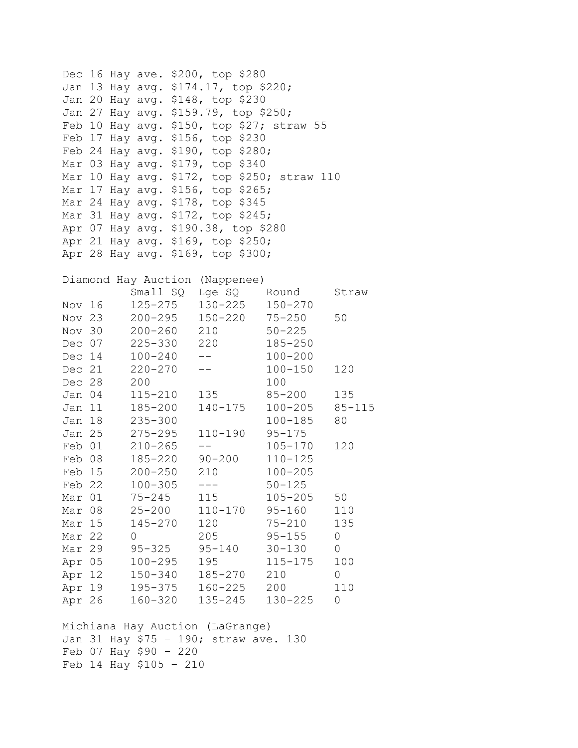Dec 16 Hay ave. $200, top $280
Jan 13 Hay avg. $174.17, top $220;
Jan 20 Hay avg. $148, top $230
Jan 27 Hay avg. $159.79, top $250;
Feb 10 Hay avg. $150, top $27; straw 55
Feb 17 Hay avg. $156, top $230
Feb 24 Hay avg. $190, top $280;
Mar 03 Hay avg. $179, top $340
Mar 10 Hay avg. $172, top $250; straw 110
Mar 17 Hay avg. $156, top $265;
Mar 24 Hay avg. $178, top $345
Mar 31 Hay avg. $172, top $245;
Apr 07 Hay avg. $190.38, top $280
Apr 21 Hay avg. $169, top $250;
Apr 28 Hay avg. $169, top $300;

Diamond Hay Auction (Nappenee)

| | Small SQ | Lge SQ | Round | Straw |
|---|---|---|---|---|
| Nov 16 | 125-275 | 130-225 | 150-270 | |
| Nov 23 | 200-295 | 150-220 | 75-250 | 50 |
| Nov 30 | 200-260 | 210 | 50-225 | |
| Dec 07 | 225-330 | 220 | 185-250 | |
| Dec 14 | 100-240 | -- | 100-200 | |
| Dec 21 | 220-270 | -- | 100-150 | 120 |
| Dec 28 | 200 | | 100 | |
| Jan 04 | 115-210 | 135 | 85-200 | 135 |
| Jan 11 | 185-200 | 140-175 | 100-205 | 85-115 |
| Jan 18 | 235-300 | | 100-185 | 80 |
| Jan 25 | 275-295 | 110-190 | 95-175 | |
| Feb 01 | 210-265 | -- | 105-170 | 120 |
| Feb 08 | 185-220 | 90-200 | 110-125 | |
| Feb 15 | 200-250 | 210 | 100-205 | |
| Feb 22 | 100-305 | --- | 50-125 | |
| Mar 01 | 75-245 | 115 | 105-205 | 50 |
| Mar 08 | 25-200 | 110-170 | 95-160 | 110 |
| Mar 15 | 145-270 | 120 | 75-210 | 135 |
| Mar 22 | 0 | 205 | 95-155 | 0 |
| Mar 29 | 95-325 | 95-140 | 30-130 | 0 |
| Apr 05 | 100-295 | 195 | 115-175 | 100 |
| Apr 12 | 150-340 | 185-270 | 210 | 0 |
| Apr 19 | 195-375 | 160-225 | 200 | 110 |
| Apr 26 | 160-320 | 135-245 | 130-225 | 0 |

Michiana Hay Auction (LaGrange)
Jan 31 Hay $75 - 190; straw ave. 130
Feb 07 Hay $90 - 220
Feb 14 Hay $105 - 210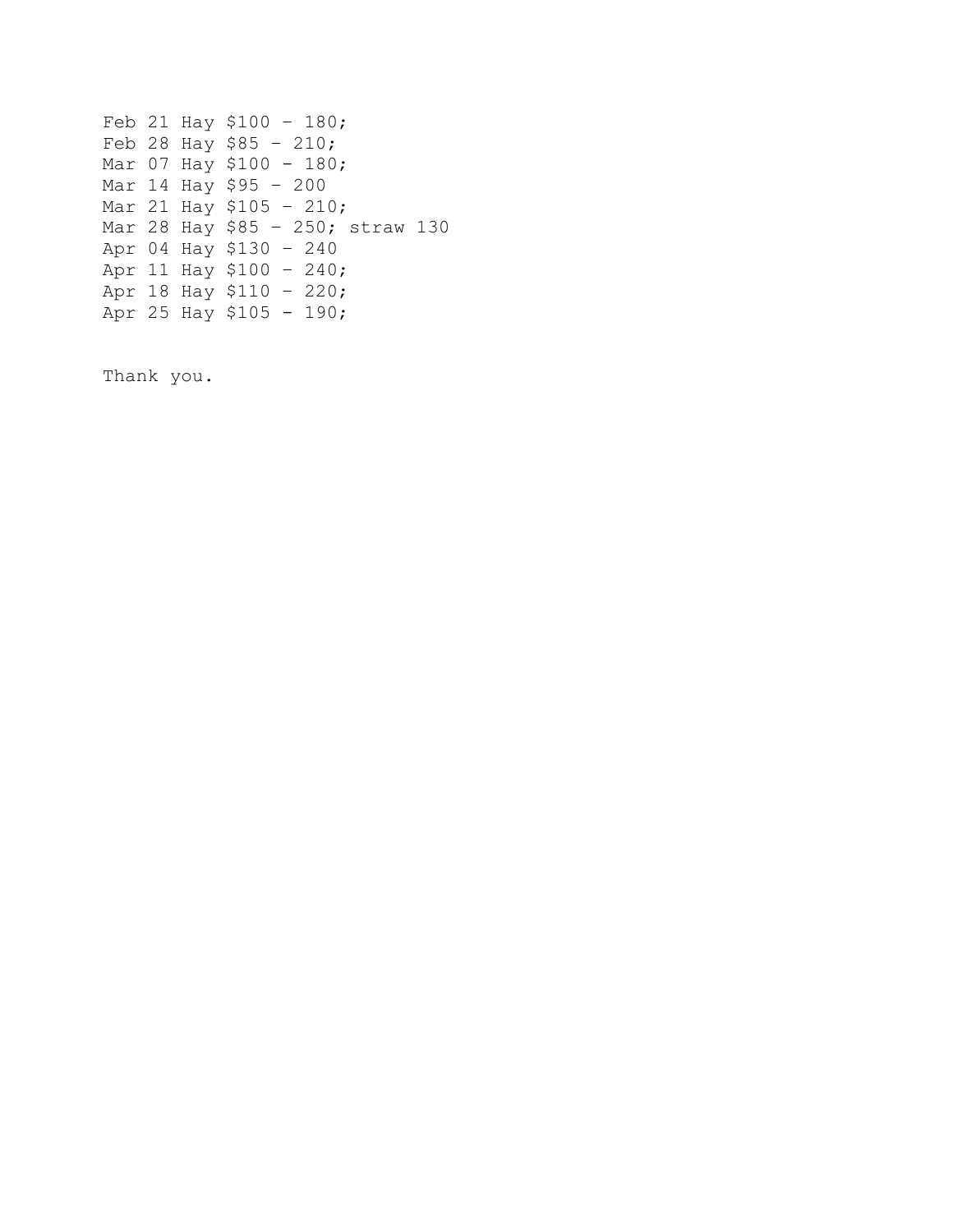Feb 21 Hay $100 – 180;  
Feb 28 Hay $85 – 210;  
Mar 07 Hay $100 - 180;  
Mar 14 Hay $95 – 200  
Mar 21 Hay $105 – 210;  
Mar 28 Hay $85 – 250; straw 130  
Apr 04 Hay $130 – 240  
Apr 11 Hay $100 – 240;  
Apr 18 Hay $110 – 220;  
Apr 25 Hay $105 - 190;

Thank you.